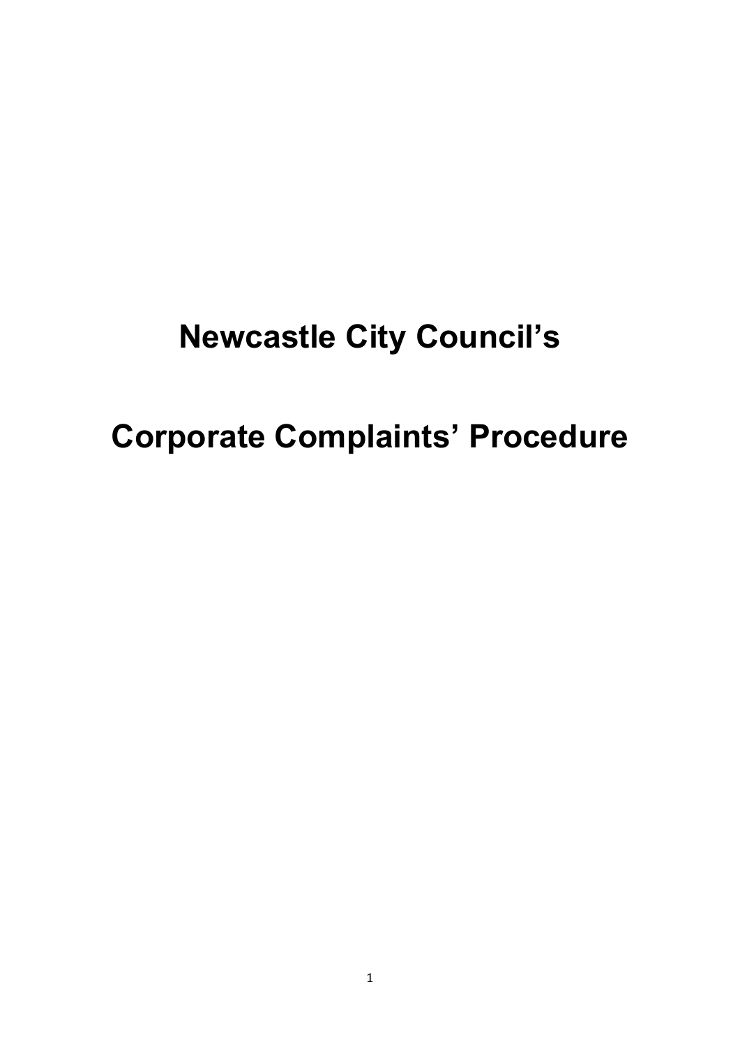# Newcastle City Council's

# Corporate Complaints' Procedure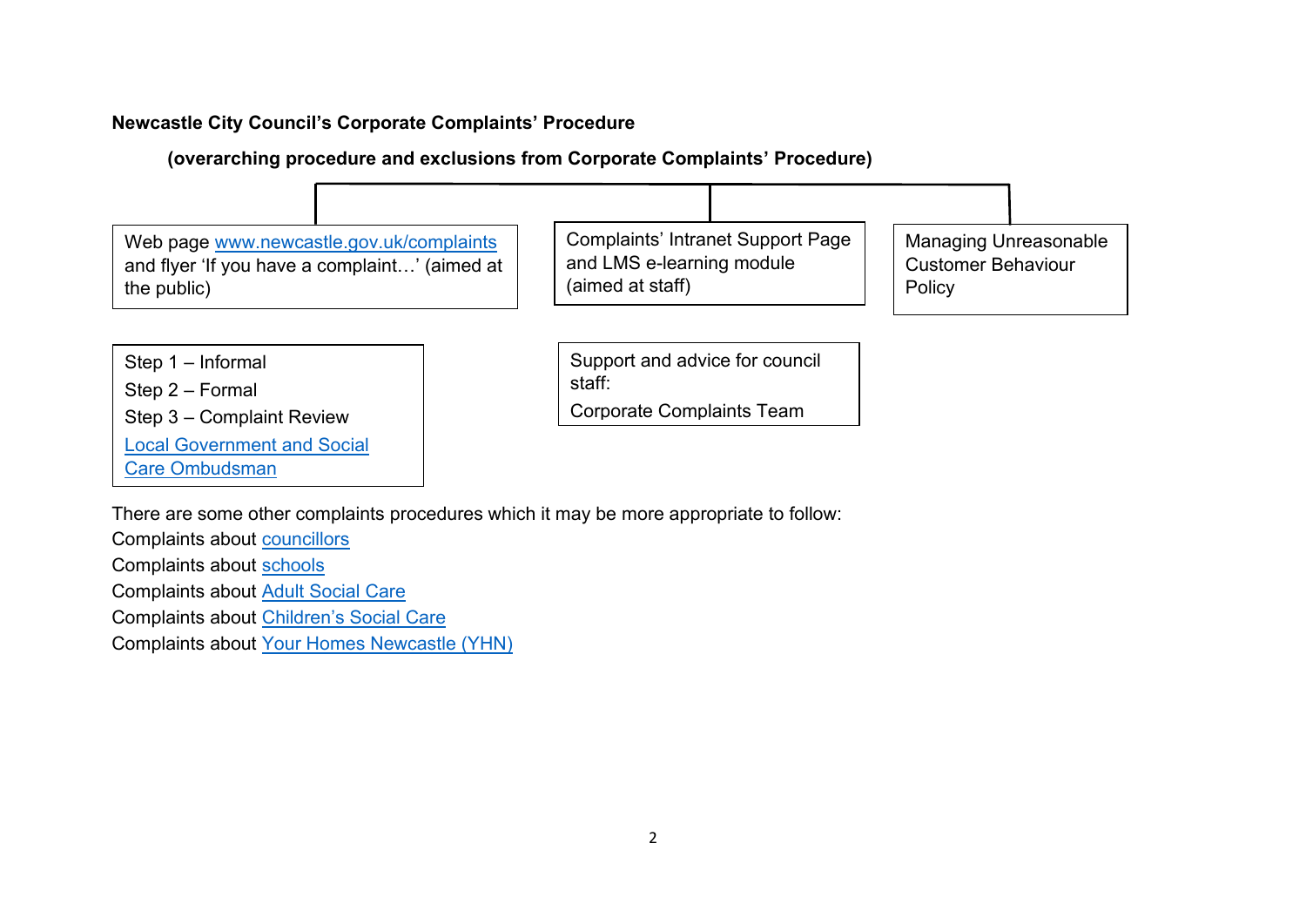**Newcastle City Council's Corporate Complaints' Procedure**

**(overarching procedure and exclusions from Corporate Complaints' Procedure)**

Web page www.newcastle.gov.uk/complaints and flyer 'If you have a complaint…' (aimed at the public)

Complaints' Intranet Support Page and LMS e-learning module (aimed at staff)

Managing Unreasonable Customer Behaviour Policy

Step 1 – Informal
Step 2 – Formal
Step 3 – Complaint Review
Local Government and Social Care Ombudsman

Support and advice for council staff:

Corporate Complaints Team

There are some other complaints procedures which it may be more appropriate to follow:
Complaints about councillors
Complaints about schools
Complaints about Adult Social Care
Complaints about Children's Social Care
Complaints about Your Homes Newcastle (YHN)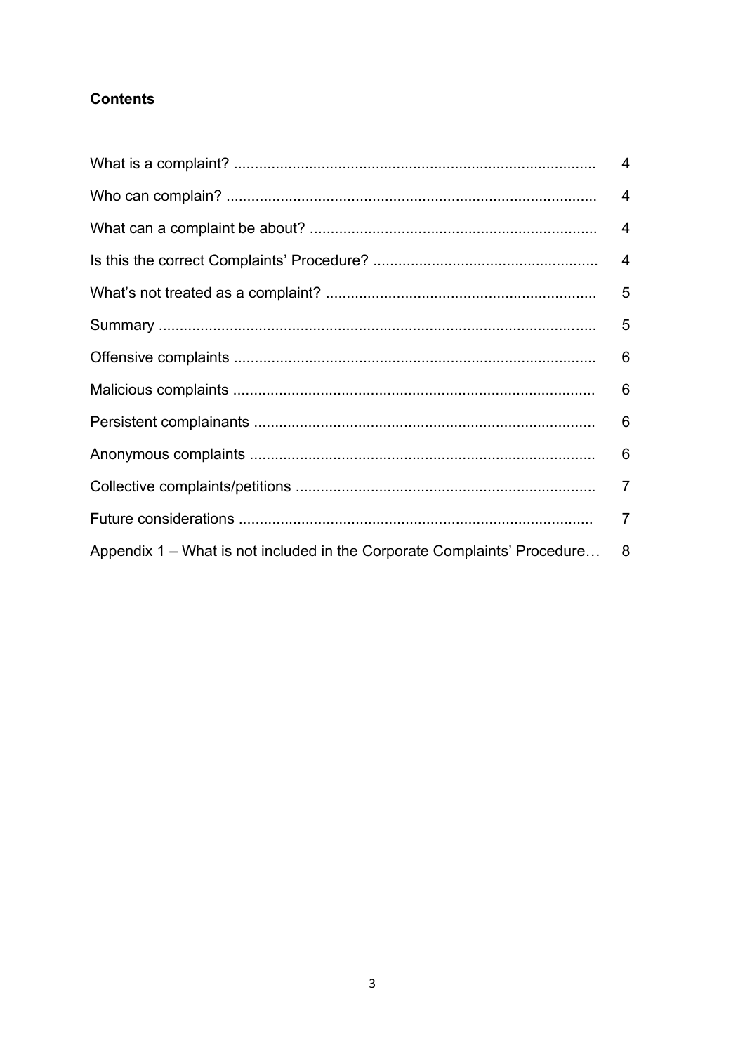**Contents**

| | |
|---|---|
| What is a complaint? | 4 |
| Who can complain? | 4 |
| What can a complaint be about? | 4 |
| Is this the correct Complaints' Procedure? | 4 |
| What's not treated as a complaint? | 5 |
| Summary | 5 |
| Offensive complaints | 6 |
| Malicious complaints | 6 |
| Persistent complainants | 6 |
| Anonymous complaints | 6 |
| Collective complaints/petitions | 7 |
| Future considerations | 7 |
| Appendix 1 – What is not included in the Corporate Complaints' Procedure… | 8 |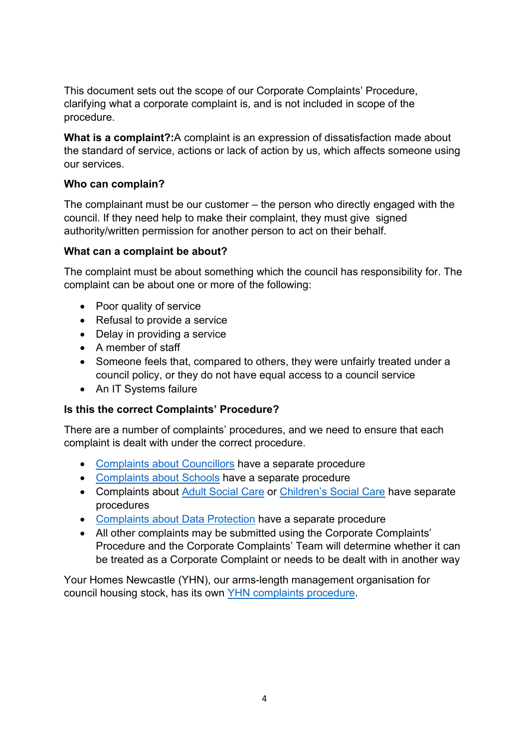This document sets out the scope of our Corporate Complaints' Procedure, clarifying what a corporate complaint is, and is not included in scope of the procedure.

**What is a complaint?:**A complaint is an expression of dissatisfaction made about the standard of service, actions or lack of action by us, which affects someone using our services.

**Who can complain?**

The complainant must be our customer – the person who directly engaged with the council. If they need help to make their complaint, they must give signed authority/written permission for another person to act on their behalf.

**What can a complaint be about?**

The complaint must be about something which the council has responsibility for. The complaint can be about one or more of the following:

- Poor quality of service
- Refusal to provide a service
- Delay in providing a service
- A member of staff
- Someone feels that, compared to others, they were unfairly treated under a council policy, or they do not have equal access to a council service
- An IT Systems failure

**Is this the correct Complaints' Procedure?**

There are a number of complaints' procedures, and we need to ensure that each complaint is dealt with under the correct procedure.

- Complaints about Councillors have a separate procedure
- Complaints about Schools have a separate procedure
- Complaints about Adult Social Care or Children's Social Care have separate procedures
- Complaints about Data Protection have a separate procedure
- All other complaints may be submitted using the Corporate Complaints' Procedure and the Corporate Complaints' Team will determine whether it can be treated as a Corporate Complaint or needs to be dealt with in another way

Your Homes Newcastle (YHN), our arms-length management organisation for council housing stock, has its own YHN complaints procedure.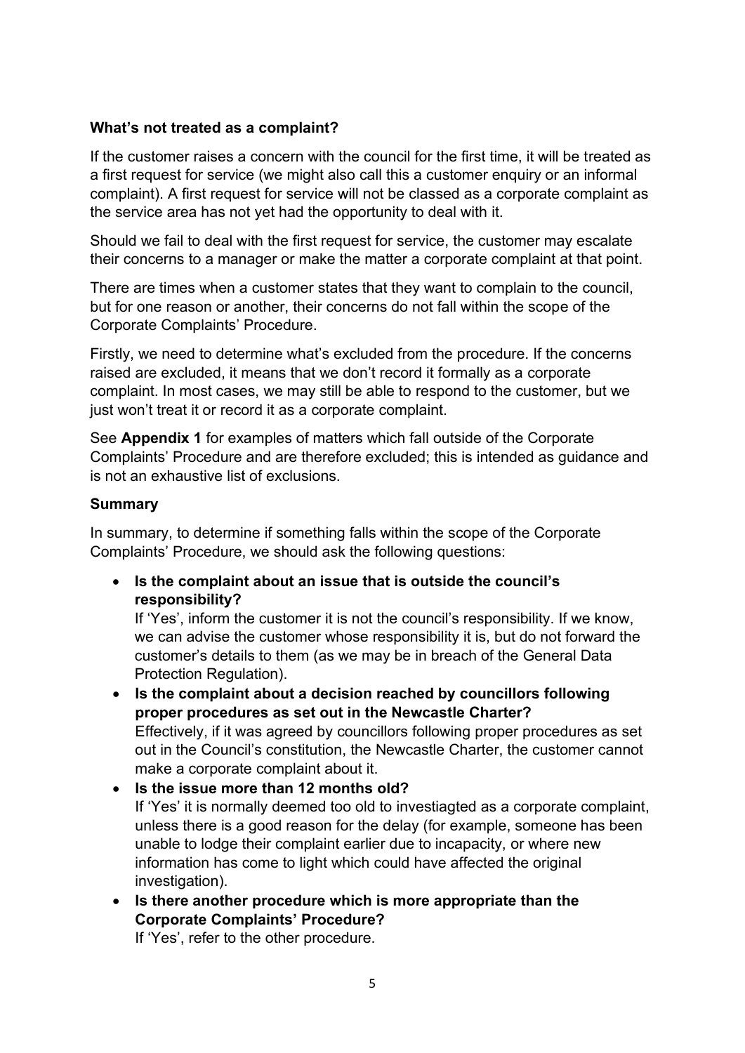**What's not treated as a complaint?**

If the customer raises a concern with the council for the first time, it will be treated as a first request for service (we might also call this a customer enquiry or an informal complaint). A first request for service will not be classed as a corporate complaint as the service area has not yet had the opportunity to deal with it.

Should we fail to deal with the first request for service, the customer may escalate their concerns to a manager or make the matter a corporate complaint at that point.

There are times when a customer states that they want to complain to the council, but for one reason or another, their concerns do not fall within the scope of the Corporate Complaints' Procedure.

Firstly, we need to determine what's excluded from the procedure. If the concerns raised are excluded, it means that we don't record it formally as a corporate complaint. In most cases, we may still be able to respond to the customer, but we just won't treat it or record it as a corporate complaint.

See **Appendix 1** for examples of matters which fall outside of the Corporate Complaints' Procedure and are therefore excluded; this is intended as guidance and is not an exhaustive list of exclusions.

**Summary**

In summary, to determine if something falls within the scope of the Corporate Complaints' Procedure, we should ask the following questions:

- **Is the complaint about an issue that is outside the council's responsibility?**
  If 'Yes', inform the customer it is not the council's responsibility. If we know, we can advise the customer whose responsibility it is, but do not forward the customer's details to them (as we may be in breach of the General Data Protection Regulation).
- **Is the complaint about a decision reached by councillors following proper procedures as set out in the Newcastle Charter?**
  Effectively, if it was agreed by councillors following proper procedures as set out in the Council's constitution, the Newcastle Charter, the customer cannot make a corporate complaint about it.
- **Is the issue more than 12 months old?**
  If 'Yes' it is normally deemed too old to investiagted as a corporate complaint, unless there is a good reason for the delay (for example, someone has been unable to lodge their complaint earlier due to incapacity, or where new information has come to light which could have affected the original investigation).
- **Is there another procedure which is more appropriate than the Corporate Complaints' Procedure?**
  If 'Yes', refer to the other procedure.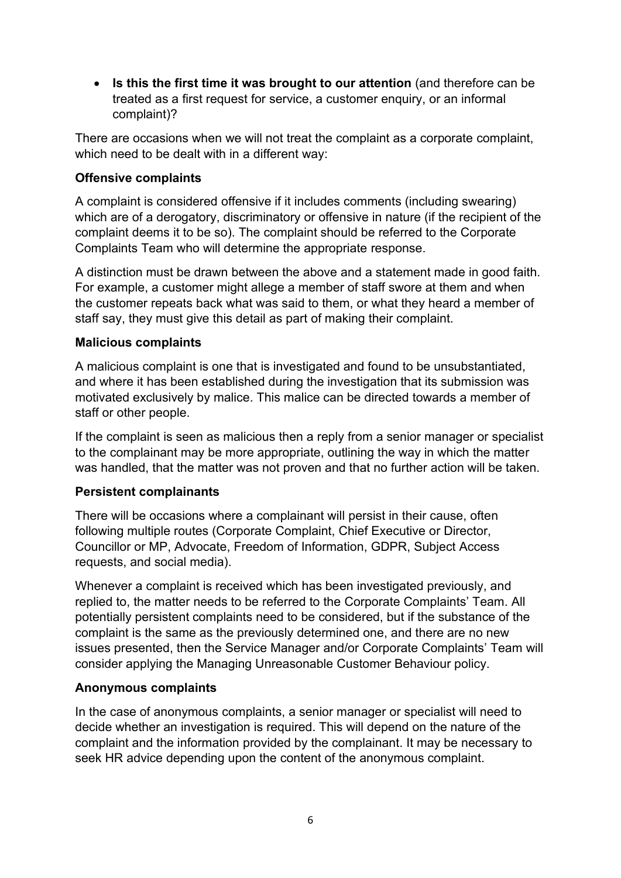- **Is this the first time it was brought to our attention** (and therefore can be treated as a first request for service, a customer enquiry, or an informal complaint)?

There are occasions when we will not treat the complaint as a corporate complaint, which need to be dealt with in a different way:

**Offensive complaints**

A complaint is considered offensive if it includes comments (including swearing) which are of a derogatory, discriminatory or offensive in nature (if the recipient of the complaint deems it to be so). The complaint should be referred to the Corporate Complaints Team who will determine the appropriate response.

A distinction must be drawn between the above and a statement made in good faith. For example, a customer might allege a member of staff swore at them and when the customer repeats back what was said to them, or what they heard a member of staff say, they must give this detail as part of making their complaint.

**Malicious complaints**

A malicious complaint is one that is investigated and found to be unsubstantiated, and where it has been established during the investigation that its submission was motivated exclusively by malice. This malice can be directed towards a member of staff or other people.

If the complaint is seen as malicious then a reply from a senior manager or specialist to the complainant may be more appropriate, outlining the way in which the matter was handled, that the matter was not proven and that no further action will be taken.

**Persistent complainants**

There will be occasions where a complainant will persist in their cause, often following multiple routes (Corporate Complaint, Chief Executive or Director, Councillor or MP, Advocate, Freedom of Information, GDPR, Subject Access requests, and social media).

Whenever a complaint is received which has been investigated previously, and replied to, the matter needs to be referred to the Corporate Complaints' Team. All potentially persistent complaints need to be considered, but if the substance of the complaint is the same as the previously determined one, and there are no new issues presented, then the Service Manager and/or Corporate Complaints' Team will consider applying the Managing Unreasonable Customer Behaviour policy.

**Anonymous complaints**

In the case of anonymous complaints, a senior manager or specialist will need to decide whether an investigation is required. This will depend on the nature of the complaint and the information provided by the complainant. It may be necessary to seek HR advice depending upon the content of the anonymous complaint.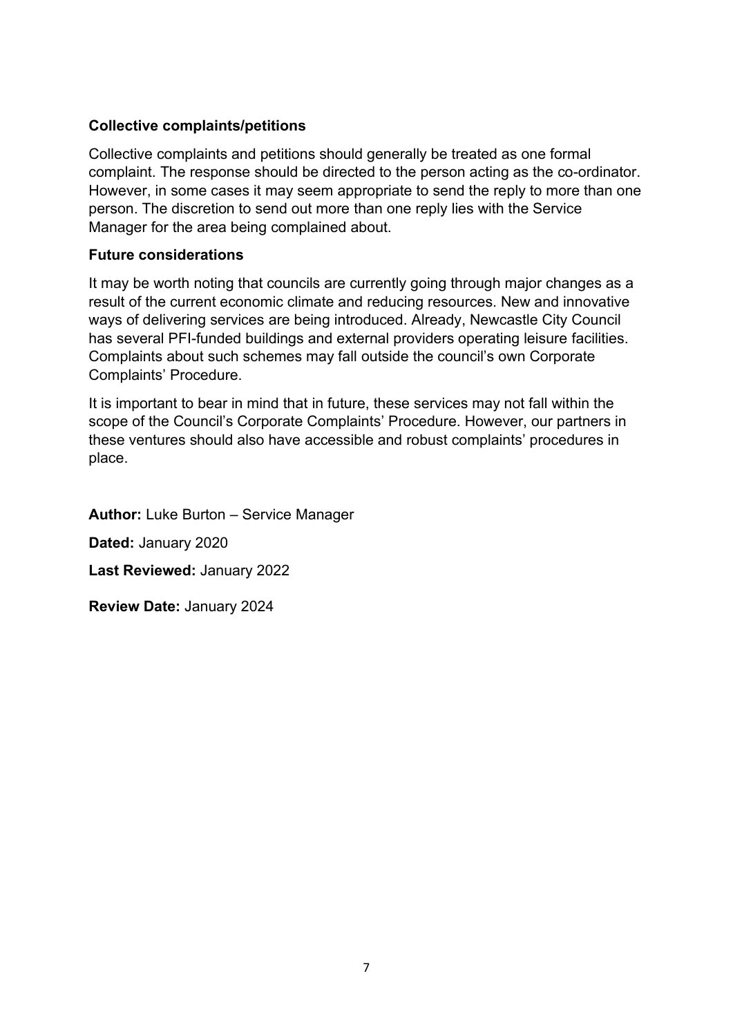**Collective complaints/petitions**

Collective complaints and petitions should generally be treated as one formal complaint. The response should be directed to the person acting as the co-ordinator. However, in some cases it may seem appropriate to send the reply to more than one person. The discretion to send out more than one reply lies with the Service Manager for the area being complained about.

**Future considerations**

It may be worth noting that councils are currently going through major changes as a result of the current economic climate and reducing resources. New and innovative ways of delivering services are being introduced. Already, Newcastle City Council has several PFI-funded buildings and external providers operating leisure facilities. Complaints about such schemes may fall outside the council's own Corporate Complaints' Procedure.

It is important to bear in mind that in future, these services may not fall within the scope of the Council's Corporate Complaints' Procedure. However, our partners in these ventures should also have accessible and robust complaints' procedures in place.

**Author:** Luke Burton – Service Manager

**Dated:** January 2020

**Last Reviewed:** January 2022

**Review Date:** January 2024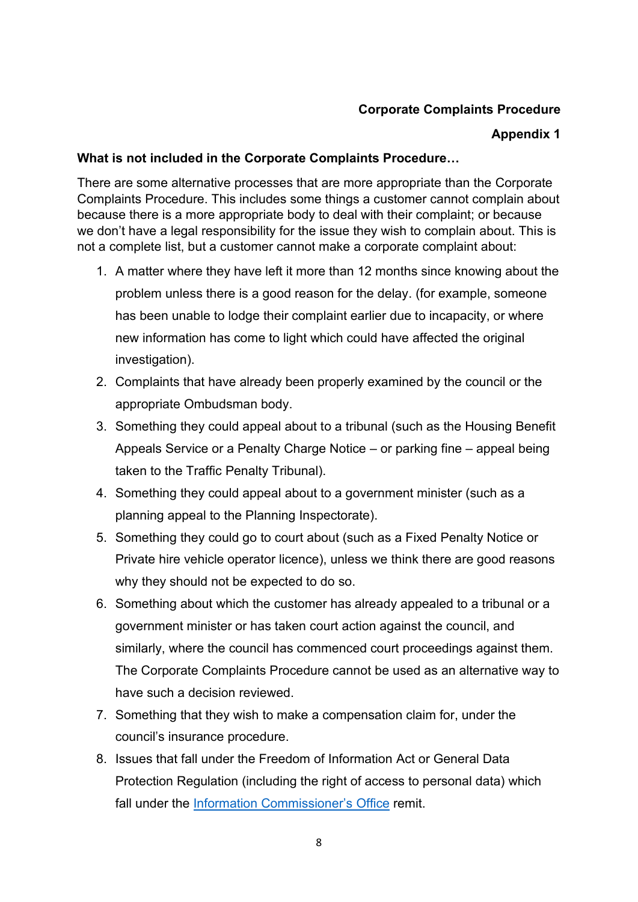**Corporate Complaints Procedure**

**Appendix 1**

**What is not included in the Corporate Complaints Procedure…**

There are some alternative processes that are more appropriate than the Corporate Complaints Procedure. This includes some things a customer cannot complain about because there is a more appropriate body to deal with their complaint; or because we don't have a legal responsibility for the issue they wish to complain about. This is not a complete list, but a customer cannot make a corporate complaint about:

1. A matter where they have left it more than 12 months since knowing about the problem unless there is a good reason for the delay. (for example, someone has been unable to lodge their complaint earlier due to incapacity, or where new information has come to light which could have affected the original investigation).
2. Complaints that have already been properly examined by the council or the appropriate Ombudsman body.
3. Something they could appeal about to a tribunal (such as the Housing Benefit Appeals Service or a Penalty Charge Notice – or parking fine – appeal being taken to the Traffic Penalty Tribunal).
4. Something they could appeal about to a government minister (such as a planning appeal to the Planning Inspectorate).
5. Something they could go to court about (such as a Fixed Penalty Notice or Private hire vehicle operator licence), unless we think there are good reasons why they should not be expected to do so.
6. Something about which the customer has already appealed to a tribunal or a government minister or has taken court action against the council, and similarly, where the council has commenced court proceedings against them. The Corporate Complaints Procedure cannot be used as an alternative way to have such a decision reviewed.
7. Something that they wish to make a compensation claim for, under the council's insurance procedure.
8. Issues that fall under the Freedom of Information Act or General Data Protection Regulation (including the right of access to personal data) which fall under the Information Commissioner's Office remit.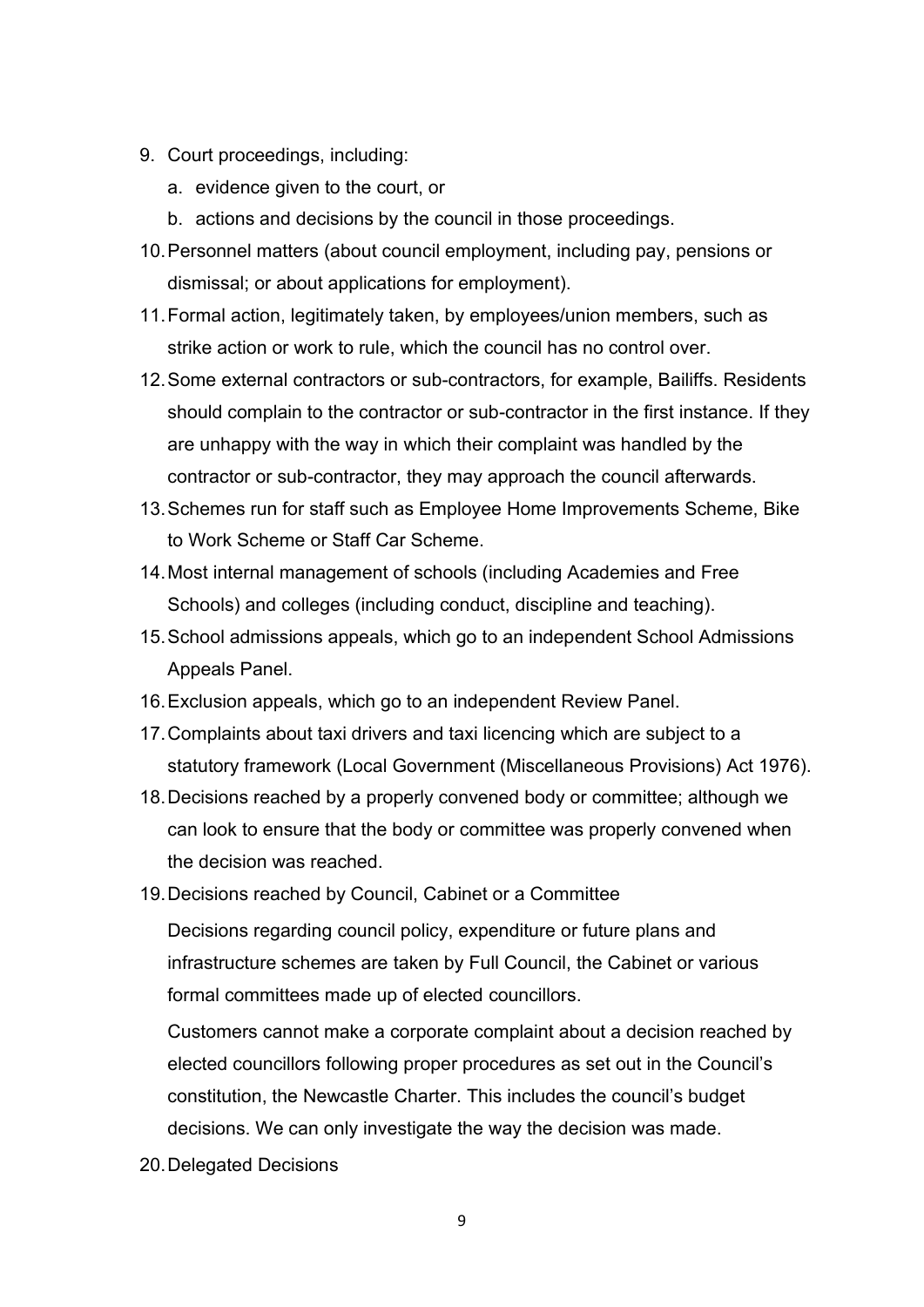9. Court proceedings, including:
    a. evidence given to the court, or
    b. actions and decisions by the council in those proceedings.
10. Personnel matters (about council employment, including pay, pensions or dismissal; or about applications for employment).
11. Formal action, legitimately taken, by employees/union members, such as strike action or work to rule, which the council has no control over.
12. Some external contractors or sub-contractors, for example, Bailiffs. Residents should complain to the contractor or sub-contractor in the first instance. If they are unhappy with the way in which their complaint was handled by the contractor or sub-contractor, they may approach the council afterwards.
13. Schemes run for staff such as Employee Home Improvements Scheme, Bike to Work Scheme or Staff Car Scheme.
14. Most internal management of schools (including Academies and Free Schools) and colleges (including conduct, discipline and teaching).
15. School admissions appeals, which go to an independent School Admissions Appeals Panel.
16. Exclusion appeals, which go to an independent Review Panel.
17. Complaints about taxi drivers and taxi licencing which are subject to a statutory framework (Local Government (Miscellaneous Provisions) Act 1976).
18. Decisions reached by a properly convened body or committee; although we can look to ensure that the body or committee was properly convened when the decision was reached.
19. Decisions reached by Council, Cabinet or a Committee

    Decisions regarding council policy, expenditure or future plans and infrastructure schemes are taken by Full Council, the Cabinet or various formal committees made up of elected councillors.

    Customers cannot make a corporate complaint about a decision reached by elected councillors following proper procedures as set out in the Council's constitution, the Newcastle Charter. This includes the council's budget decisions. We can only investigate the way the decision was made.
20. Delegated Decisions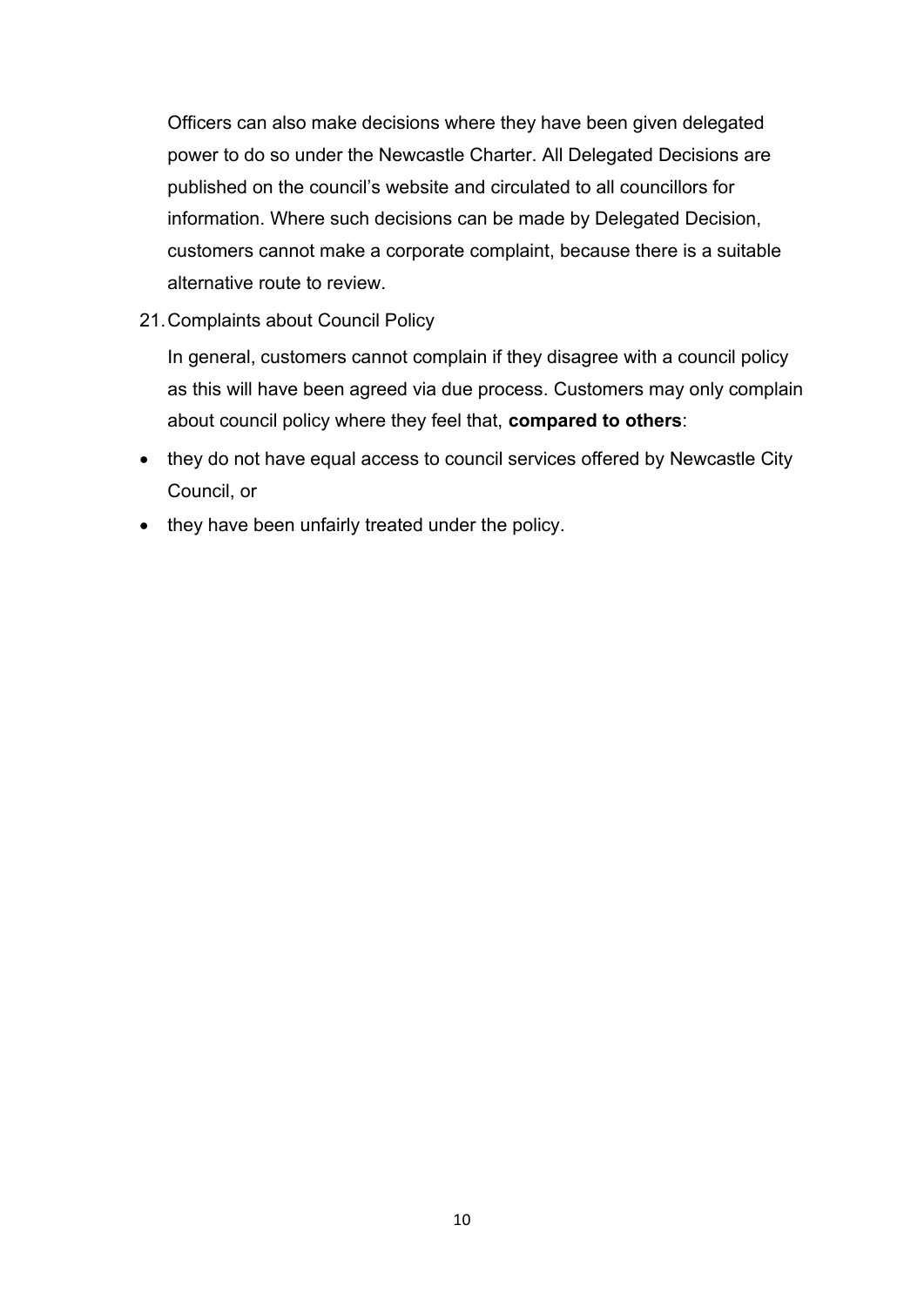Officers can also make decisions where they have been given delegated power to do so under the Newcastle Charter. All Delegated Decisions are published on the council's website and circulated to all councillors for information. Where such decisions can be made by Delegated Decision, customers cannot make a corporate complaint, because there is a suitable alternative route to review.

21. Complaints about Council Policy

    In general, customers cannot complain if they disagree with a council policy as this will have been agreed via due process. Customers may only complain about council policy where they feel that, **compared to others**:

- they do not have equal access to council services offered by Newcastle City Council, or
- they have been unfairly treated under the policy.